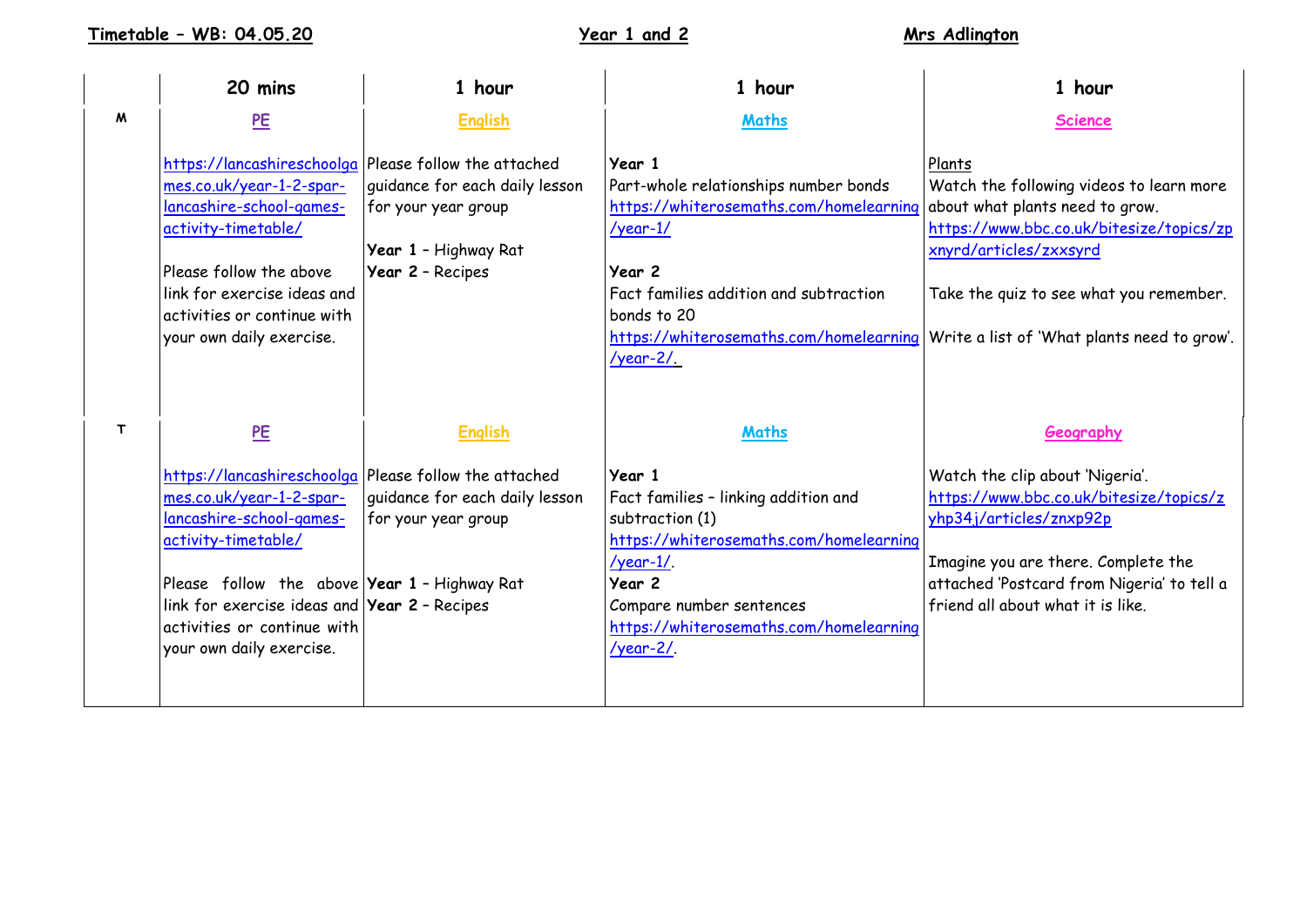**Timetable – WB: 04.05.20** **Year 1 and 2** **Mrs Adlington**

| | 20 mins | 1 hour | 1 hour | 1 hour |
|---|---|---|---|---|
| **M** | **PE**<br><br>https://lancashireschoolgames.co.uk/year-1-2-spar-lancashire-school-games-activity-timetable/<br><br>Please follow the above link for exercise ideas and activities or continue with your own daily exercise. | **English**<br><br>Please follow the attached guidance for each daily lesson for your year group<br><br>**Year 1** – Highway Rat<br>**Year 2** – Recipes | **Maths**<br><br>**Year 1**<br>Part-whole relationships number bonds<br>https://whiterosemaths.com/homelearning/year-1/<br><br>**Year 2**<br>Fact families addition and subtraction bonds to 20<br>https://whiterosemaths.com/homelearning/year-2/. | **Science**<br><br>Plants<br>Watch the following videos to learn more about what plants need to grow.<br>https://www.bbc.co.uk/bitesize/topics/zpxnyrd/articles/zxxsyrd<br><br>Take the quiz to see what you remember.<br><br>Write a list of 'What plants need to grow'. |
| **T** | **PE**<br><br>https://lancashireschoolgames.co.uk/year-1-2-spar-lancashire-school-games-activity-timetable/<br><br>Please follow the above link for exercise ideas and activities or continue with your own daily exercise. | **English**<br><br>Please follow the attached guidance for each daily lesson for your year group<br><br>**Year 1** – Highway Rat<br>**Year 2** – Recipes | **Maths**<br><br>**Year 1**<br>Fact families – linking addition and subtraction (1)<br>https://whiterosemaths.com/homelearning/year-1/.<br>**Year 2**<br>Compare number sentences<br>https://whiterosemaths.com/homelearning/year-2/. | **Geography**<br><br>Watch the clip about 'Nigeria'.<br>https://www.bbc.co.uk/bitesize/topics/zyhp34j/articles/znxp92p<br><br>Imagine you are there. Complete the attached 'Postcard from Nigeria' to tell a friend all about what it is like. |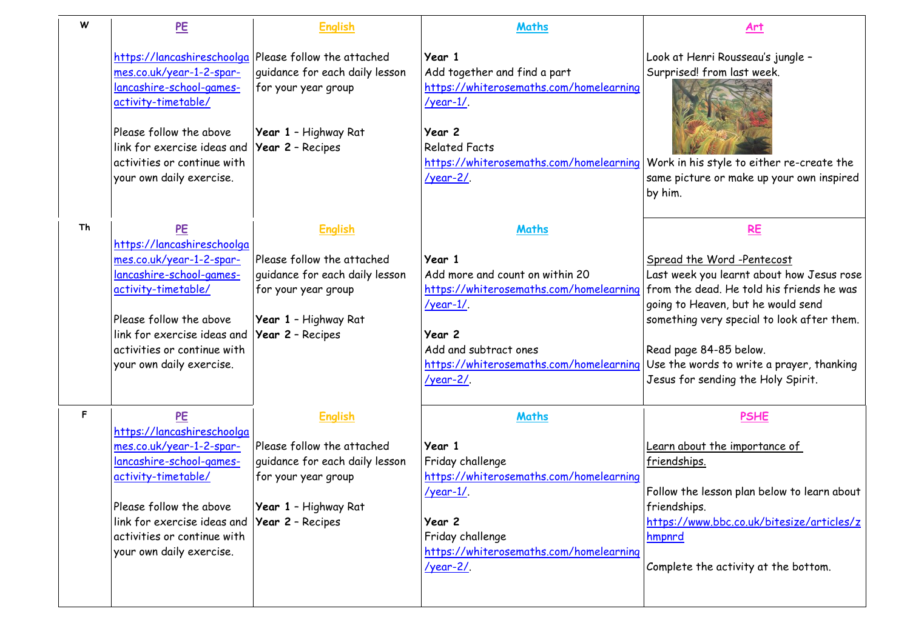| | PE | English | Maths | Art |
|---|---|---|---|---|
| W | https://lancashireschoolgames.co.uk/year-1-2-spar-lancashire-school-games-activity-timetable/<br><br>Please follow the above link for exercise ideas and activities or continue with your own daily exercise. | Please follow the attached guidance for each daily lesson for your year group<br><br>**Year 1** – Highway Rat<br>**Year 2** – Recipes | **Year 1**<br>Add together and find a part<br>https://whiterosemaths.com/homelearning/year-1/.<br><br>**Year 2**<br>Related Facts<br>https://whiterosemaths.com/homelearning/year-2/. | Look at Henri Rousseau's jungle – Surprised! from last week.<br><br>Work in his style to either re-create the same picture or make up your own inspired by him. |
| Th | **PE**<br>https://lancashireschoolgames.co.uk/year-1-2-spar-lancashire-school-games-activity-timetable/<br><br>Please follow the above link for exercise ideas and activities or continue with your own daily exercise. | **English**<br><br>Please follow the attached guidance for each daily lesson for your year group<br><br>**Year 1** – Highway Rat<br>**Year 2** – Recipes | **Maths**<br><br>**Year 1**<br>Add more and count on within 20<br>https://whiterosemaths.com/homelearning/year-1/.<br><br>**Year 2**<br>Add and subtract ones<br>https://whiterosemaths.com/homelearning/year-2/. | **RE**<br><br>Spread the Word -Pentecost<br>Last week you learnt about how Jesus rose from the dead. He told his friends he was going to Heaven, but he would send something very special to look after them.<br><br>Read page 84-85 below.<br>Use the words to write a prayer, thanking Jesus for sending the Holy Spirit. |
| F | **PE**<br>https://lancashireschoolgames.co.uk/year-1-2-spar-lancashire-school-games-activity-timetable/<br><br>Please follow the above link for exercise ideas and activities or continue with your own daily exercise. | **English**<br><br>Please follow the attached guidance for each daily lesson for your year group<br><br>**Year 1** – Highway Rat<br>**Year 2** – Recipes | **Maths**<br><br>**Year 1**<br>Friday challenge<br>https://whiterosemaths.com/homelearning/year-1/.<br><br>**Year 2**<br>Friday challenge<br>https://whiterosemaths.com/homelearning/year-2/. | **PSHE**<br><br>Learn about the importance of friendships.<br><br>Follow the lesson plan below to learn about friendships.<br>https://www.bbc.co.uk/bitesize/articles/zhmpnrd<br><br>Complete the activity at the bottom. |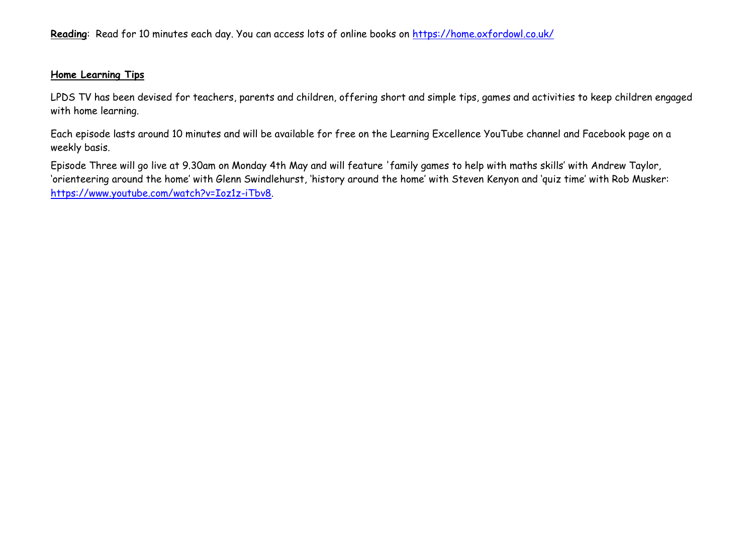**Reading**: Read for 10 minutes each day. You can access lots of online books on [https://home.oxfordowl.co.uk/](https://home.oxfordowl.co.uk/)

**Home Learning Tips**

LPDS TV has been devised for teachers, parents and children, offering short and simple tips, games and activities to keep children engaged with home learning.

Each episode lasts around 10 minutes and will be available for free on the Learning Excellence YouTube channel and Facebook page on a weekly basis.

Episode Three will go live at 9.30am on Monday 4th May and will feature 'family games to help with maths skills' with Andrew Taylor, 'orienteering around the home' with Glenn Swindlehurst, 'history around the home' with Steven Kenyon and 'quiz time' with Rob Musker: [https://www.youtube.com/watch?v=Ioz1z-iTbv8](https://www.youtube.com/watch?v=Ioz1z-iTbv8).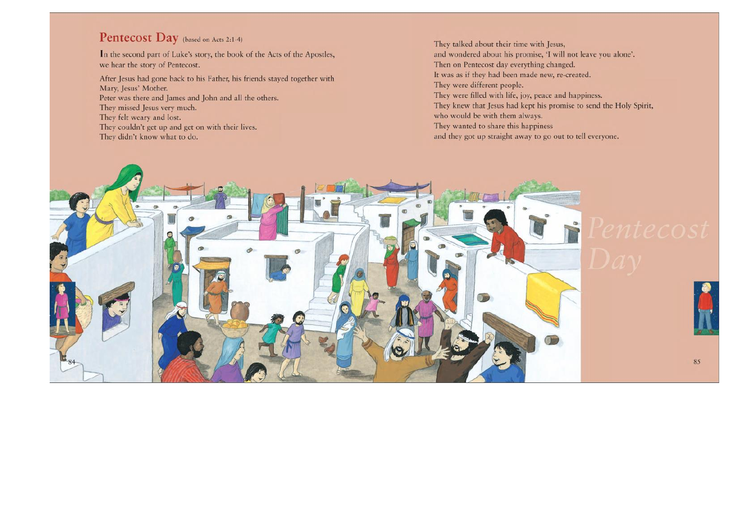## Pentecost Day (based on Acts 2:1-4)

In the second part of Luke's story, the book of the Acts of the Apostles, we hear the story of Pentecost.

After Jesus had gone back to his Father, his friends stayed together with Mary, Jesus' Mother.
Peter was there and James and John and all the others.
They missed Jesus very much.
They felt weary and lost.
They couldn't get up and get on with their lives.
They didn't know what to do.

They talked about their time with Jesus,
and wondered about his promise, 'I will not leave you alone'.
Then on Pentecost day everything changed.
It was as if they had been made new, re-created.
They were different people.
They were filled with life, joy, peace and happiness.
They knew that Jesus had kept his promise to send the Holy Spirit,
who would be with them always.
They wanted to share this happiness
and they got up straight away to go out to tell everyone.

*Pentecost Day*